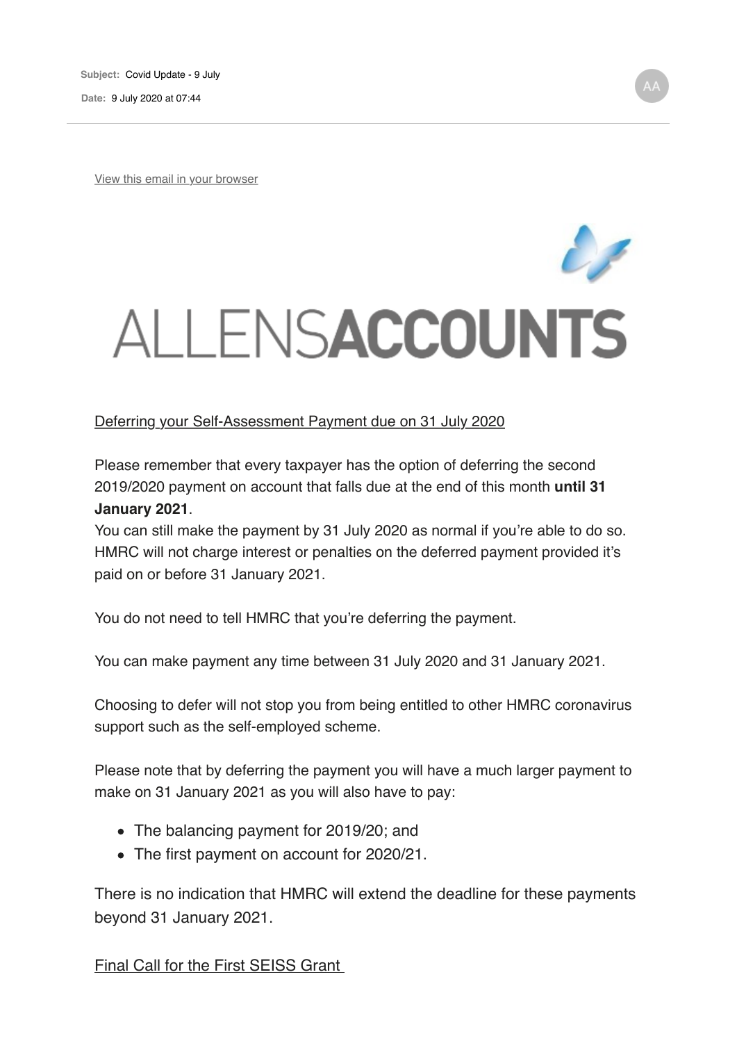**Subject:** Covid Update - 9 July

**Date:** 9 July 2020 at 07:44

View this email in your browser

# ALLENSACCOUNTS

Deferring your Self-Assessment Payment due on 31 July 2020

Please remember that every taxpayer has the option of deferring the second 2019/2020 payment on account that falls due at the end of this month **until 31 January 2021**.

You can still make the payment by 31 July 2020 as normal if you're able to do so. HMRC will not charge interest or penalties on the deferred payment provided it's paid on or before 31 January 2021.

You do not need to tell HMRC that you're deferring the payment.

You can make payment any time between 31 July 2020 and 31 January 2021.

Choosing to defer will not stop you from being entitled to other HMRC coronavirus support such as the self-employed scheme.

Please note that by deferring the payment you will have a much larger payment to make on 31 January 2021 as you will also have to pay:

- The balancing payment for 2019/20; and
- The first payment on account for 2020/21.

There is no indication that HMRC will extend the deadline for these payments beyond 31 January 2021.

Final Call for the First SEISS Grant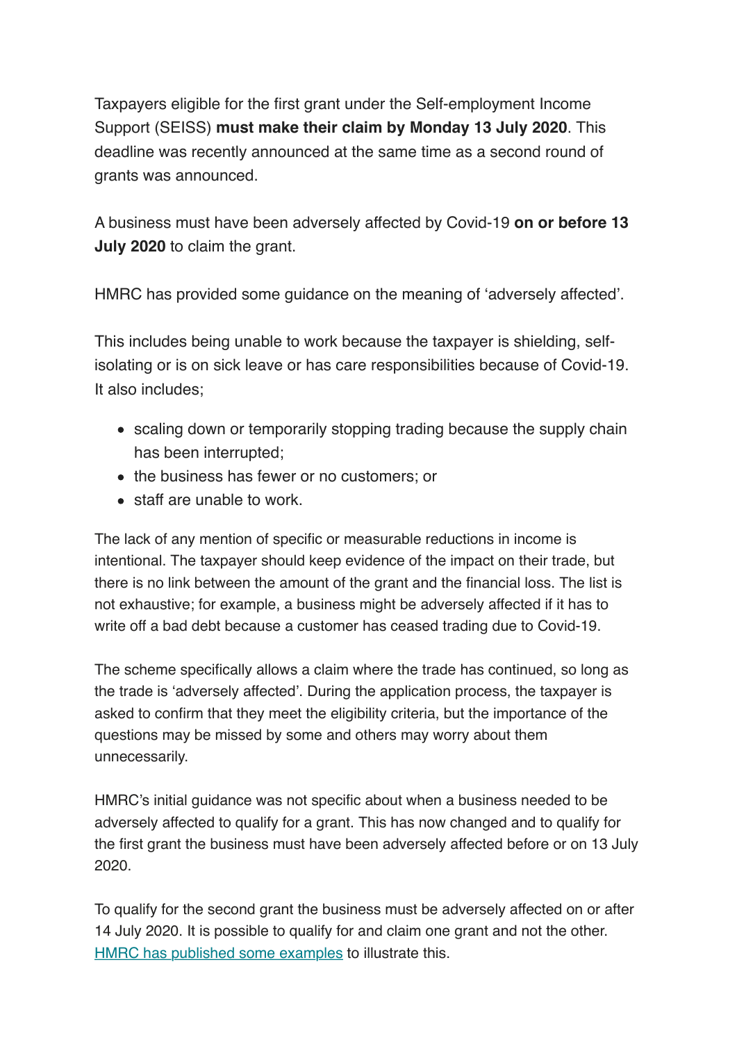Taxpayers eligible for the first grant under the Self-employment Income Support (SEISS) **must make their claim by Monday 13 July 2020**. This deadline was recently announced at the same time as a second round of grants was announced.

A business must have been adversely affected by Covid-19 **on or before 13 July 2020** to claim the grant.

HMRC has provided some guidance on the meaning of 'adversely affected'.

This includes being unable to work because the taxpayer is shielding, self-isolating or is on sick leave or has care responsibilities because of Covid-19. It also includes;

- scaling down or temporarily stopping trading because the supply chain has been interrupted;
- the business has fewer or no customers; or
- staff are unable to work.

The lack of any mention of specific or measurable reductions in income is intentional. The taxpayer should keep evidence of the impact on their trade, but there is no link between the amount of the grant and the financial loss. The list is not exhaustive; for example, a business might be adversely affected if it has to write off a bad debt because a customer has ceased trading due to Covid-19.

The scheme specifically allows a claim where the trade has continued, so long as the trade is 'adversely affected'. During the application process, the taxpayer is asked to confirm that they meet the eligibility criteria, but the importance of the questions may be missed by some and others may worry about them unnecessarily.

HMRC's initial guidance was not specific about when a business needed to be adversely affected to qualify for a grant. This has now changed and to qualify for the first grant the business must have been adversely affected before or on 13 July 2020.

To qualify for the second grant the business must be adversely affected on or after 14 July 2020. It is possible to qualify for and claim one grant and not the other. HMRC has published some examples to illustrate this.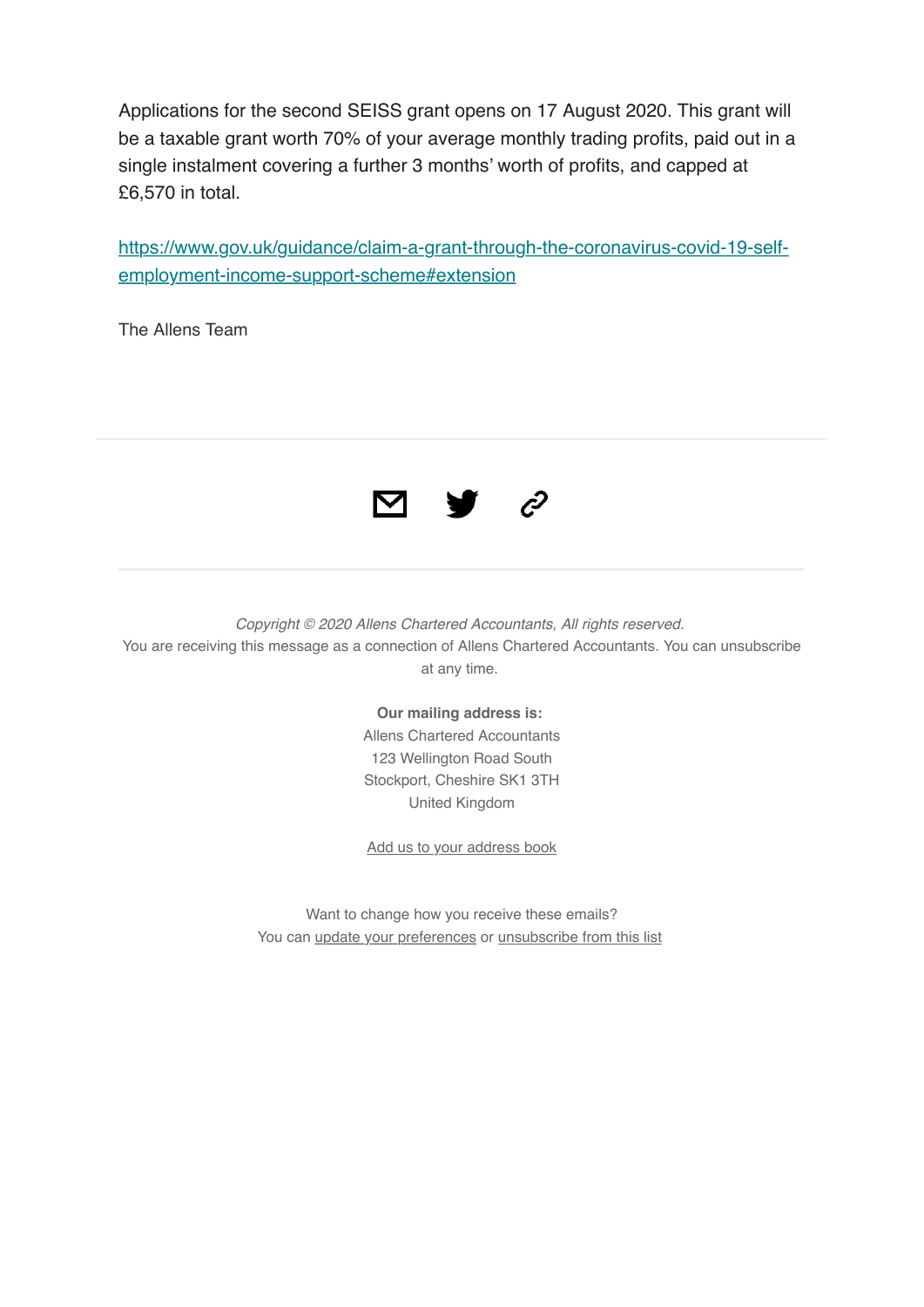Applications for the second SEISS grant opens on 17 August 2020. This grant will be a taxable grant worth 70% of your average monthly trading profits, paid out in a single instalment covering a further 3 months' worth of profits, and capped at £6,570 in total.

[https://www.gov.uk/guidance/claim-a-grant-through-the-coronavirus-covid-19-self-employment-income-support-scheme#extension](https://www.gov.uk/guidance/claim-a-grant-through-the-coronavirus-covid-19-self-employment-income-support-scheme#extension)

The Allens Team

---

*Copyright © 2020 Allens Chartered Accountants, All rights reserved.*
You are receiving this message as a connection of Allens Chartered Accountants. You can unsubscribe at any time.

**Our mailing address is:**
Allens Chartered Accountants
123 Wellington Road South
Stockport, Cheshire SK1 3TH
United Kingdom

Add us to your address book

Want to change how you receive these emails?
You can update your preferences or unsubscribe from this list